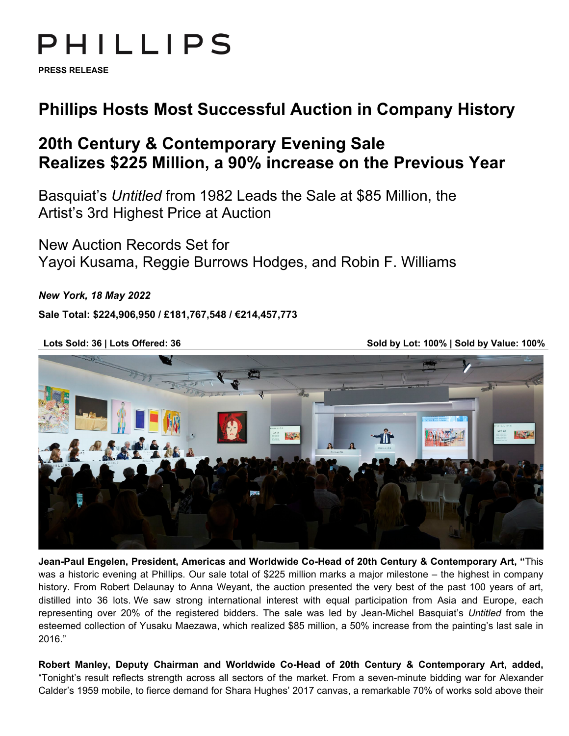# PHILLIPS

**PRESS RELEASE**

# Phillips Hosts Most Successful Auction in Company History

## 20th Century & Contemporary Evening Sale Realizes $225 Million, a 90% increase on the Previous Year

Basquiat's *Untitled* from 1982 Leads the Sale at $85 Million, the Artist's 3rd Highest Price at Auction

New Auction Records Set for Yayoi Kusama, Reggie Burrows Hodges, and Robin F. Williams

***New York, 18 May 2022***

**Sale Total: $224,906,950 / £181,767,548 / €214,457,773**

**Lots Sold: 36 | Lots Offered: 36** **Sold by Lot: 100% | Sold by Value: 100%**

**Jean-Paul Engelen, President, Americas and Worldwide Co-Head of 20th Century & Contemporary Art,** "This was a historic evening at Phillips. Our sale total of $225 million marks a major milestone – the highest in company history. From Robert Delaunay to Anna Weyant, the auction presented the very best of the past 100 years of art, distilled into 36 lots. We saw strong international interest with equal participation from Asia and Europe, each representing over 20% of the registered bidders. The sale was led by Jean-Michel Basquiat's *Untitled* from the esteemed collection of Yusaku Maezawa, which realized $85 million, a 50% increase from the painting's last sale in 2016."

**Robert Manley, Deputy Chairman and Worldwide Co-Head of 20th Century & Contemporary Art, added,** "Tonight's result reflects strength across all sectors of the market. From a seven-minute bidding war for Alexander Calder's 1959 mobile, to fierce demand for Shara Hughes' 2017 canvas, a remarkable 70% of works sold above their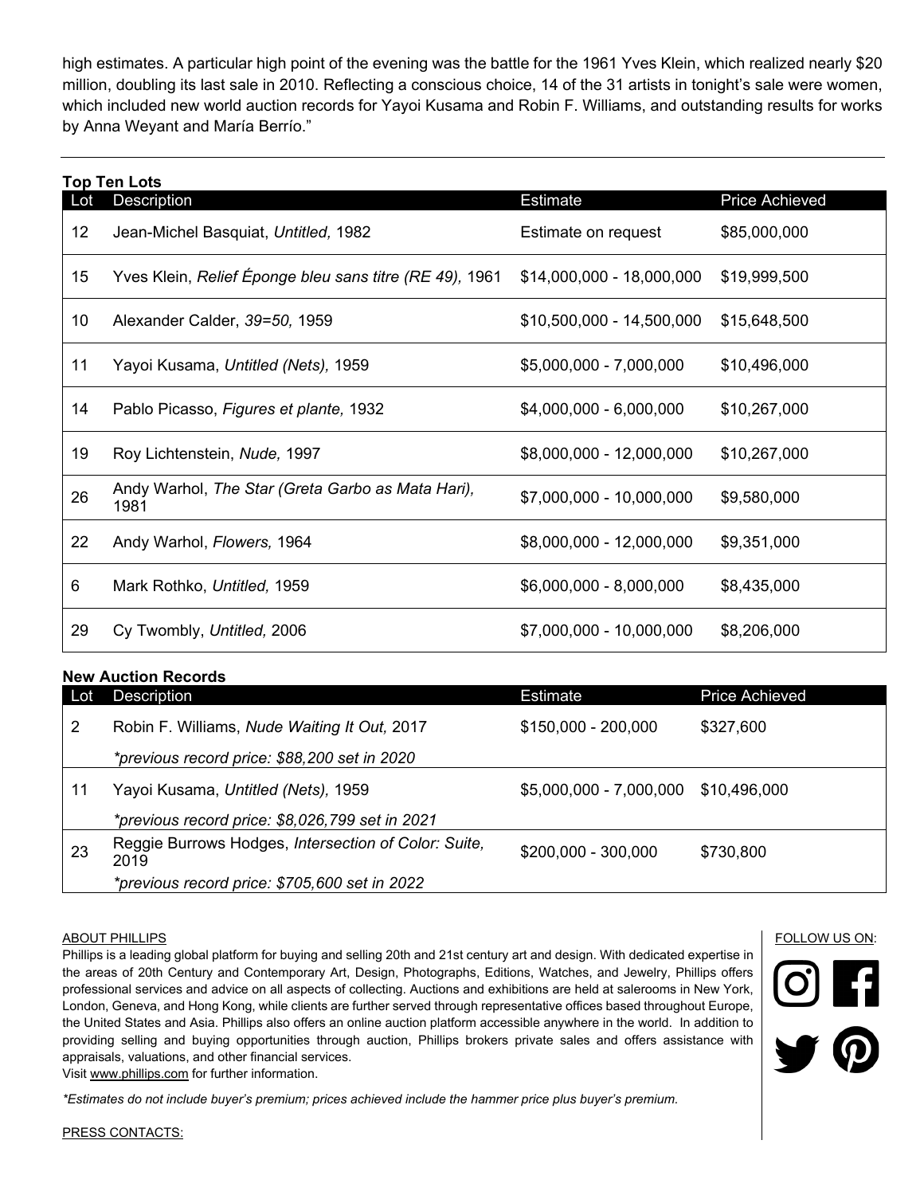high estimates. A particular high point of the evening was the battle for the 1961 Yves Klein, which realized nearly $20 million, doubling its last sale in 2010. Reflecting a conscious choice, 14 of the 31 artists in tonight's sale were women, which included new world auction records for Yayoi Kusama and Robin F. Williams, and outstanding results for works by Anna Weyant and María Berrío."

---

**Top Ten Lots**

| Lot | Description | Estimate | Price Achieved |
|---|---|---|---|
| 12 | Jean-Michel Basquiat, *Untitled,* 1982 | Estimate on request | $85,000,000 |
| 15 | Yves Klein, *Relief Éponge bleu sans titre (RE 49),* 1961 | $14,000,000 - 18,000,000 | $19,999,500 |
| 10 | Alexander Calder, *39=50,* 1959 | $10,500,000 - 14,500,000 | $15,648,500 |
| 11 | Yayoi Kusama, *Untitled (Nets),* 1959 | $5,000,000 - 7,000,000 | $10,496,000 |
| 14 | Pablo Picasso, *Figures et plante,* 1932 | $4,000,000 - 6,000,000 | $10,267,000 |
| 19 | Roy Lichtenstein, *Nude,* 1997 | $8,000,000 - 12,000,000 | $10,267,000 |
| 26 | Andy Warhol, *The Star (Greta Garbo as Mata Hari),* 1981 | $7,000,000 - 10,000,000 | $9,580,000 |
| 22 | Andy Warhol, *Flowers,* 1964 | $8,000,000 - 12,000,000 | $9,351,000 |
| 6 | Mark Rothko, *Untitled,* 1959 | $6,000,000 - 8,000,000 | $8,435,000 |
| 29 | Cy Twombly, *Untitled,* 2006 | $7,000,000 - 10,000,000 | $8,206,000 |

**New Auction Records**

| Lot | Description | Estimate | Price Achieved |
|---|---|---|---|
| 2 | Robin F. Williams, *Nude Waiting It Out,* 2017<br>*\*previous record price: $88,200 set in 2020* | $150,000 - 200,000 | $327,600 |
| 11 | Yayoi Kusama, *Untitled (Nets),* 1959<br>*\*previous record price: $8,026,799 set in 2021* | $5,000,000 - 7,000,000 | $10,496,000 |
| 23 | Reggie Burrows Hodges, *Intersection of Color: Suite,* 2019<br>*\*previous record price: $705,600 set in 2022* | $200,000 - 300,000 | $730,800 |

ABOUT PHILLIPS

Phillips is a leading global platform for buying and selling 20th and 21st century art and design. With dedicated expertise in the areas of 20th Century and Contemporary Art, Design, Photographs, Editions, Watches, and Jewelry, Phillips offers professional services and advice on all aspects of collecting. Auctions and exhibitions are held at salerooms in New York, London, Geneva, and Hong Kong, while clients are further served through representative offices based throughout Europe, the United States and Asia. Phillips also offers an online auction platform accessible anywhere in the world. In addition to providing selling and buying opportunities through auction, Phillips brokers private sales and offers assistance with appraisals, valuations, and other financial services.
Visit www.phillips.com for further information.

*\*Estimates do not include buyer's premium; prices achieved include the hammer price plus buyer's premium.*

FOLLOW US ON:

PRESS CONTACTS: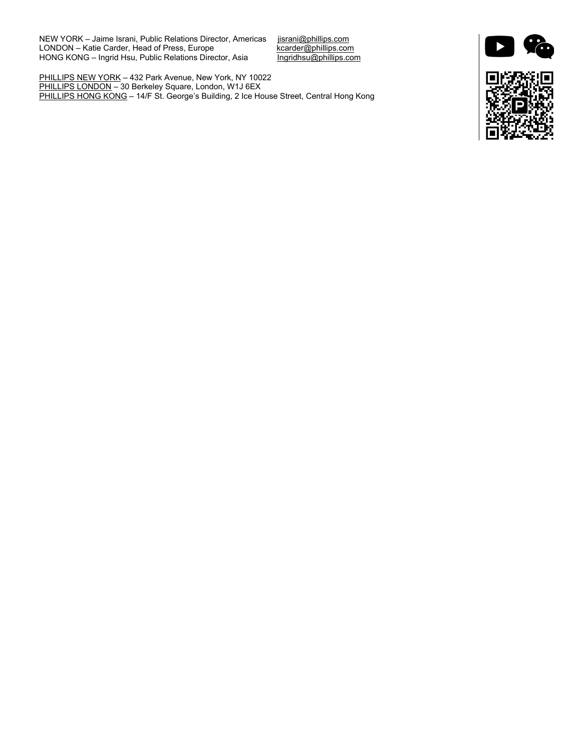NEW YORK – Jaime Israni, Public Relations Director, Americas jisrani@phillips.com
LONDON – Katie Carder, Head of Press, Europe kcarder@phillips.com
HONG KONG – Ingrid Hsu, Public Relations Director, Asia Ingridhsu@phillips.com

PHILLIPS NEW YORK – 432 Park Avenue, New York, NY 10022
PHILLIPS LONDON – 30 Berkeley Square, London, W1J 6EX
PHILLIPS HONG KONG – 14/F St. George's Building, 2 Ice House Street, Central Hong Kong